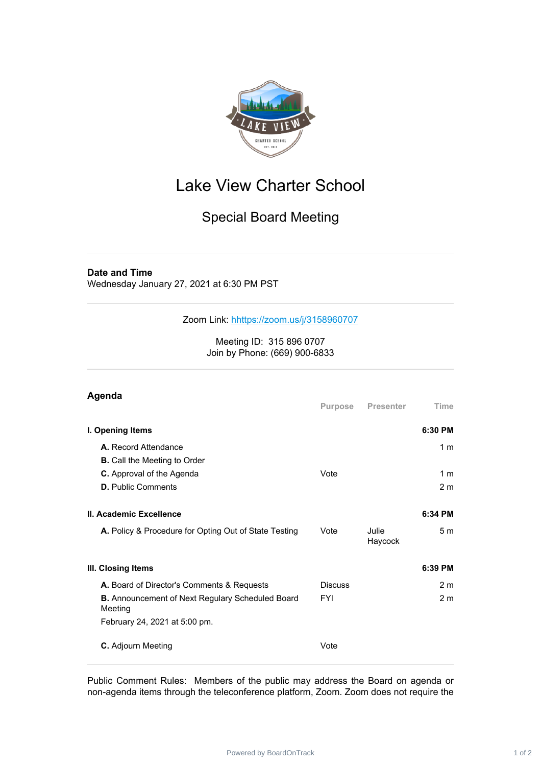# Lake View Charter School

## Special Board Meeting

**Date and Time**
Wednesday January 27, 2021 at 6:30 PM PST

Zoom Link: [hhttps://zoom.us/j/3158960707](hhttps://zoom.us/j/3158960707)

Meeting ID: 315 896 0707
Join by Phone: (669) 900-6833

### Agenda

| | Purpose | Presenter | Time |
|---|---|---|---|
| **I. Opening Items** | | | **6:30 PM** |
| **A.** Record Attendance | | | 1 m |
| **B.** Call the Meeting to Order | | | |
| **C.** Approval of the Agenda | Vote | | 1 m |
| **D.** Public Comments | | | 2 m |
| **II. Academic Excellence** | | | **6:34 PM** |
| **A.** Policy & Procedure for Opting Out of State Testing | Vote | Julie Haycock | 5 m |
| **III. Closing Items** | | | **6:39 PM** |
| **A.** Board of Director's Comments & Requests | Discuss | | 2 m |
| **B.** Announcement of Next Regulary Scheduled Board Meeting<br>February 24, 2021 at 5:00 pm. | FYI | | 2 m |
| **C.** Adjourn Meeting | Vote | | |

Public Comment Rules: Members of the public may address the Board on agenda or non-agenda items through the teleconference platform, Zoom. Zoom does not require the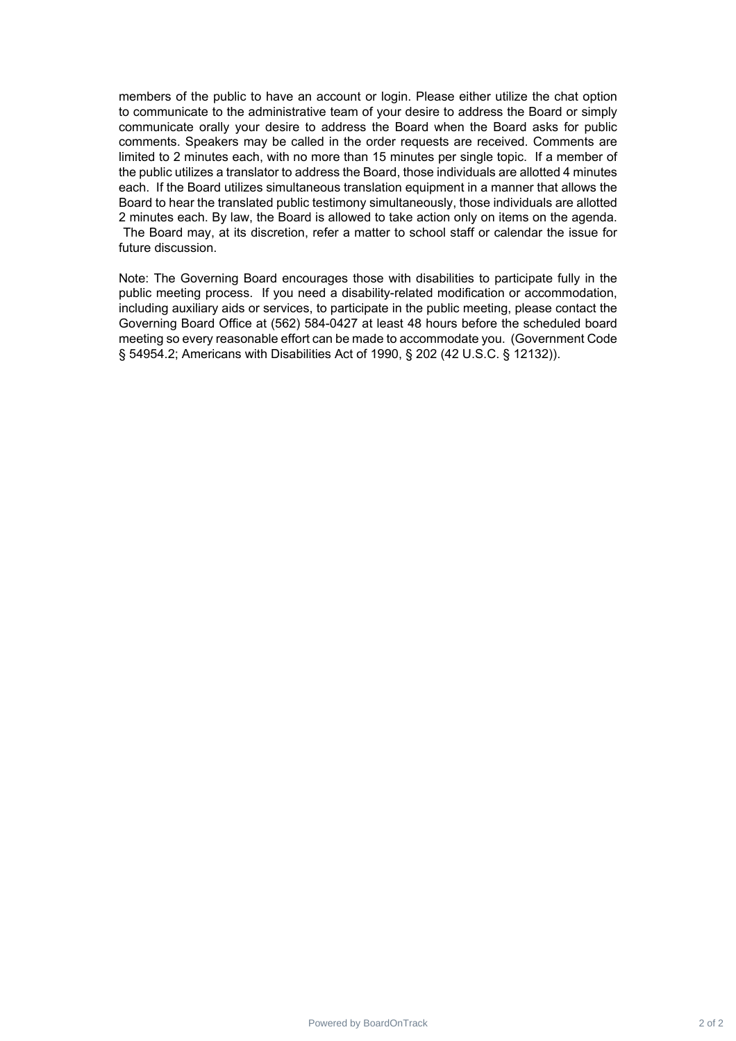members of the public to have an account or login. Please either utilize the chat option to communicate to the administrative team of your desire to address the Board or simply communicate orally your desire to address the Board when the Board asks for public comments. Speakers may be called in the order requests are received. Comments are limited to 2 minutes each, with no more than 15 minutes per single topic. If a member of the public utilizes a translator to address the Board, those individuals are allotted 4 minutes each. If the Board utilizes simultaneous translation equipment in a manner that allows the Board to hear the translated public testimony simultaneously, those individuals are allotted 2 minutes each. By law, the Board is allowed to take action only on items on the agenda. The Board may, at its discretion, refer a matter to school staff or calendar the issue for future discussion.

Note: The Governing Board encourages those with disabilities to participate fully in the public meeting process. If you need a disability-related modification or accommodation, including auxiliary aids or services, to participate in the public meeting, please contact the Governing Board Office at (562) 584-0427 at least 48 hours before the scheduled board meeting so every reasonable effort can be made to accommodate you. (Government Code § 54954.2; Americans with Disabilities Act of 1990, § 202 (42 U.S.C. § 12132)).